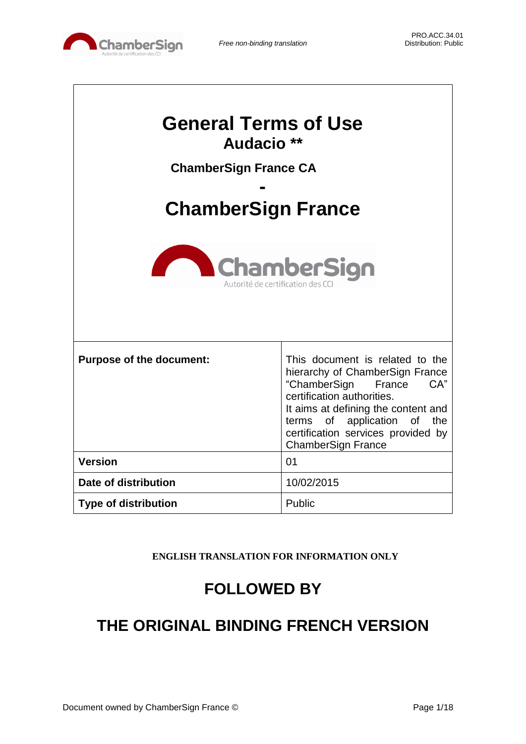# General Terms of Use

## Audacio **

**ChamberSign France CA**

**-**

## ChamberSign France

| Purpose of the document: | This document is related to the hierarchy of ChamberSign France "ChamberSign France CA" certification authorities. It aims at defining the content and terms of application of the certification services provided by ChamberSign France |
|---|---|
| **Version** | 01 |
| **Date of distribution** | 10/02/2015 |
| **Type of distribution** | Public |

**ENGLISH TRANSLATION FOR INFORMATION ONLY**

## FOLLOWED BY

## THE ORIGINAL BINDING FRENCH VERSION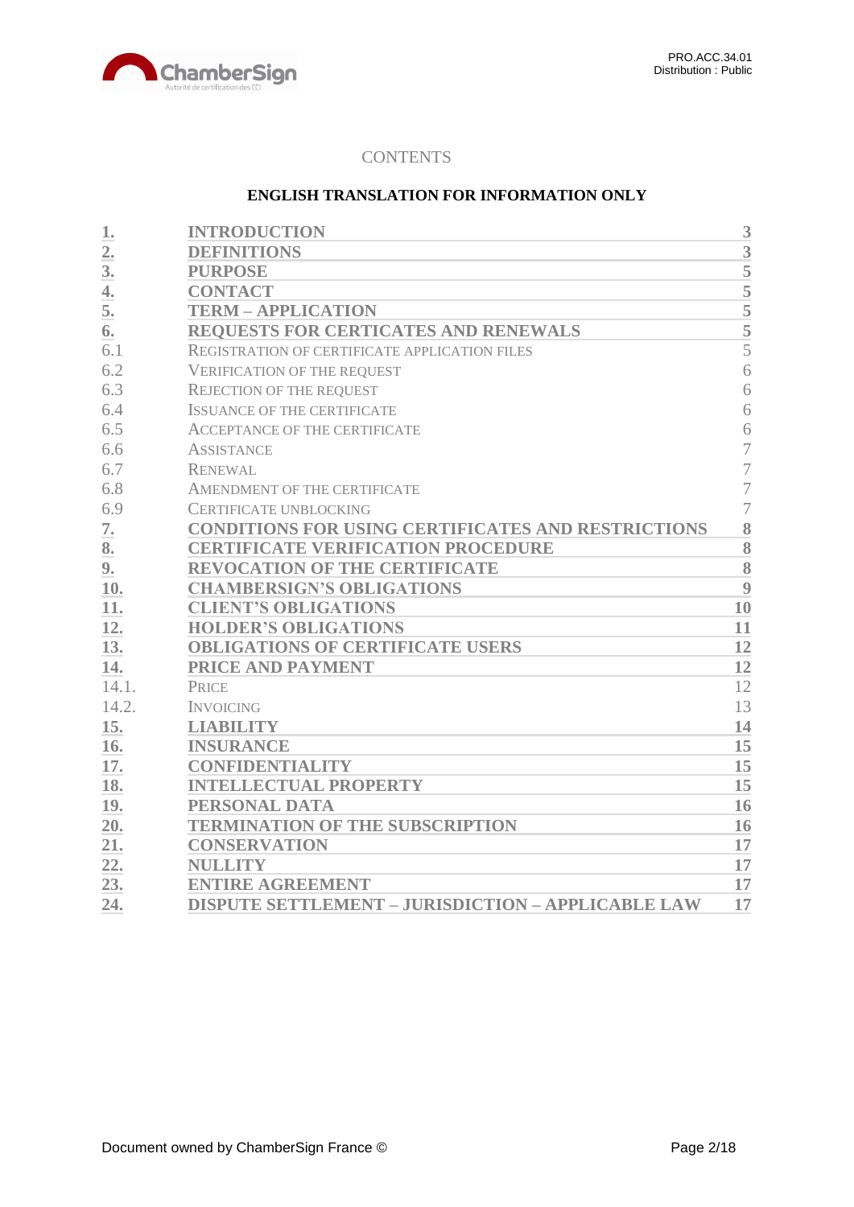CONTENTS

**ENGLISH TRANSLATION FOR INFORMATION ONLY**

| | | |
|---|---|---|
| **1.** | **INTRODUCTION** | **3** |
| **2.** | **DEFINITIONS** | **3** |
| **3.** | **PURPOSE** | **5** |
| **4.** | **CONTACT** | **5** |
| **5.** | **TERM – APPLICATION** | **5** |
| **6.** | **REQUESTS FOR CERTICATES AND RENEWALS** | **5** |
| 6.1 | REGISTRATION OF CERTIFICATE APPLICATION FILES | 5 |
| 6.2 | VERIFICATION OF THE REQUEST | 6 |
| 6.3 | REJECTION OF THE REQUEST | 6 |
| 6.4 | ISSUANCE OF THE CERTIFICATE | 6 |
| 6.5 | ACCEPTANCE OF THE CERTIFICATE | 6 |
| 6.6 | ASSISTANCE | 7 |
| 6.7 | RENEWAL | 7 |
| 6.8 | AMENDMENT OF THE CERTIFICATE | 7 |
| 6.9 | CERTIFICATE UNBLOCKING | 7 |
| **7.** | **CONDITIONS FOR USING CERTIFICATES AND RESTRICTIONS** | **8** |
| **8.** | **CERTIFICATE VERIFICATION PROCEDURE** | **8** |
| **9.** | **REVOCATION OF THE CERTIFICATE** | **8** |
| **10.** | **CHAMBERSIGN'S OBLIGATIONS** | **9** |
| **11.** | **CLIENT'S OBLIGATIONS** | **10** |
| **12.** | **HOLDER'S OBLIGATIONS** | **11** |
| **13.** | **OBLIGATIONS OF CERTIFICATE USERS** | **12** |
| **14.** | **PRICE AND PAYMENT** | **12** |
| 14.1. | PRICE | 12 |
| 14.2. | INVOICING | 13 |
| **15.** | **LIABILITY** | **14** |
| **16.** | **INSURANCE** | **15** |
| **17.** | **CONFIDENTIALITY** | **15** |
| **18.** | **INTELLECTUAL PROPERTY** | **15** |
| **19.** | **PERSONAL DATA** | **16** |
| **20.** | **TERMINATION OF THE SUBSCRIPTION** | **16** |
| **21.** | **CONSERVATION** | **17** |
| **22.** | **NULLITY** | **17** |
| **23.** | **ENTIRE AGREEMENT** | **17** |
| **24.** | **DISPUTE SETTLEMENT – JURISDICTION – APPLICABLE LAW** | **17** |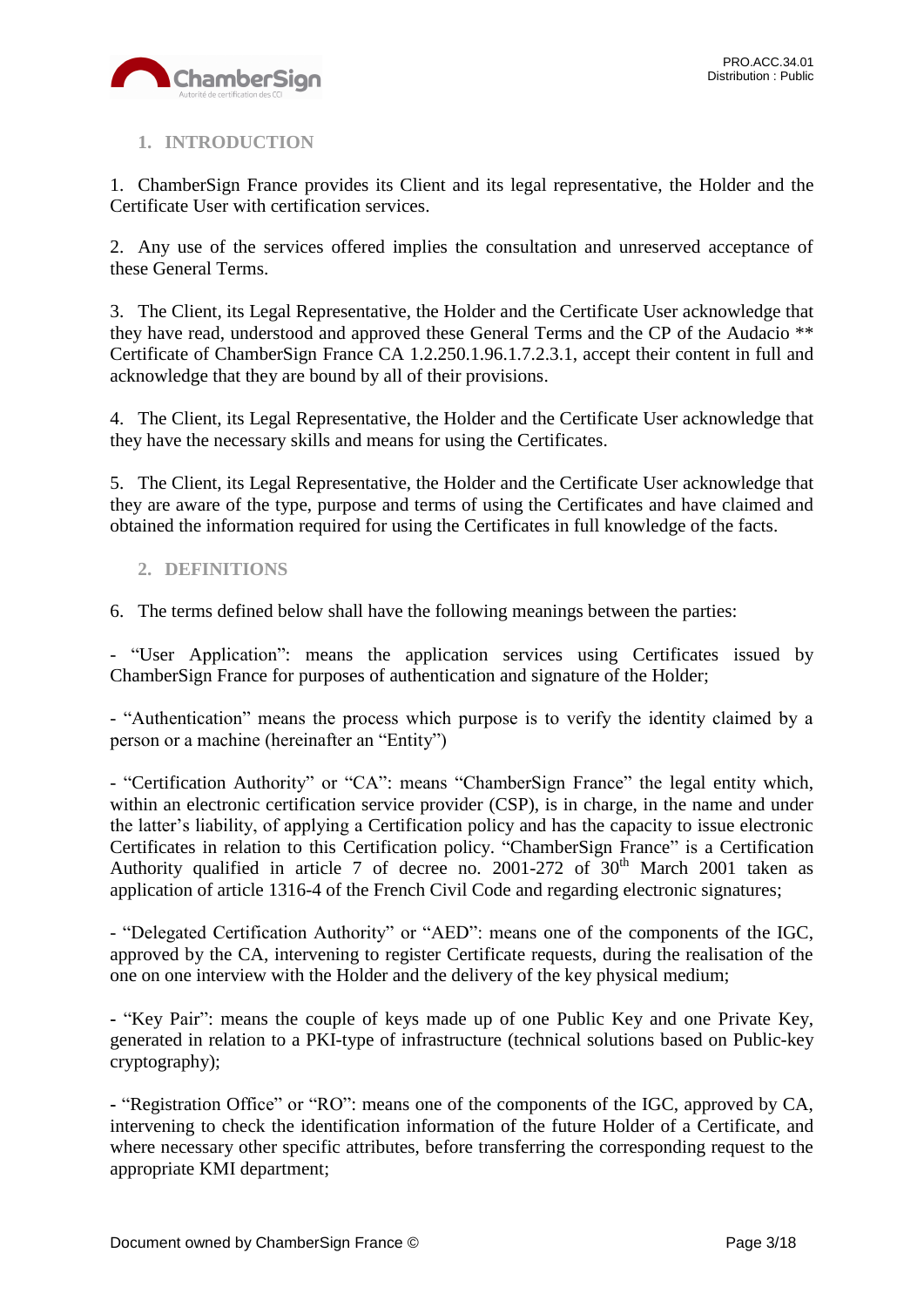## 1. INTRODUCTION

1. ChamberSign France provides its Client and its legal representative, the Holder and the Certificate User with certification services.

2. Any use of the services offered implies the consultation and unreserved acceptance of these General Terms.

3. The Client, its Legal Representative, the Holder and the Certificate User acknowledge that they have read, understood and approved these General Terms and the CP of the Audacio ** Certificate of ChamberSign France CA 1.2.250.1.96.1.7.2.3.1, accept their content in full and acknowledge that they are bound by all of their provisions.

4. The Client, its Legal Representative, the Holder and the Certificate User acknowledge that they have the necessary skills and means for using the Certificates.

5. The Client, its Legal Representative, the Holder and the Certificate User acknowledge that they are aware of the type, purpose and terms of using the Certificates and have claimed and obtained the information required for using the Certificates in full knowledge of the facts.

## 2. DEFINITIONS

6. The terms defined below shall have the following meanings between the parties:

- "User Application": means the application services using Certificates issued by ChamberSign France for purposes of authentication and signature of the Holder;

- "Authentication" means the process which purpose is to verify the identity claimed by a person or a machine (hereinafter an "Entity")

- "Certification Authority" or "CA": means "ChamberSign France" the legal entity which, within an electronic certification service provider (CSP), is in charge, in the name and under the latter's liability, of applying a Certification policy and has the capacity to issue electronic Certificates in relation to this Certification policy. "ChamberSign France" is a Certification Authority qualified in article 7 of decree no. 2001-272 of 30th March 2001 taken as application of article 1316-4 of the French Civil Code and regarding electronic signatures;

- "Delegated Certification Authority" or "AED": means one of the components of the IGC, approved by the CA, intervening to register Certificate requests, during the realisation of the one on one interview with the Holder and the delivery of the key physical medium;

- "Key Pair": means the couple of keys made up of one Public Key and one Private Key, generated in relation to a PKI-type of infrastructure (technical solutions based on Public-key cryptography);

- "Registration Office" or "RO": means one of the components of the IGC, approved by CA, intervening to check the identification information of the future Holder of a Certificate, and where necessary other specific attributes, before transferring the corresponding request to the appropriate KMI department;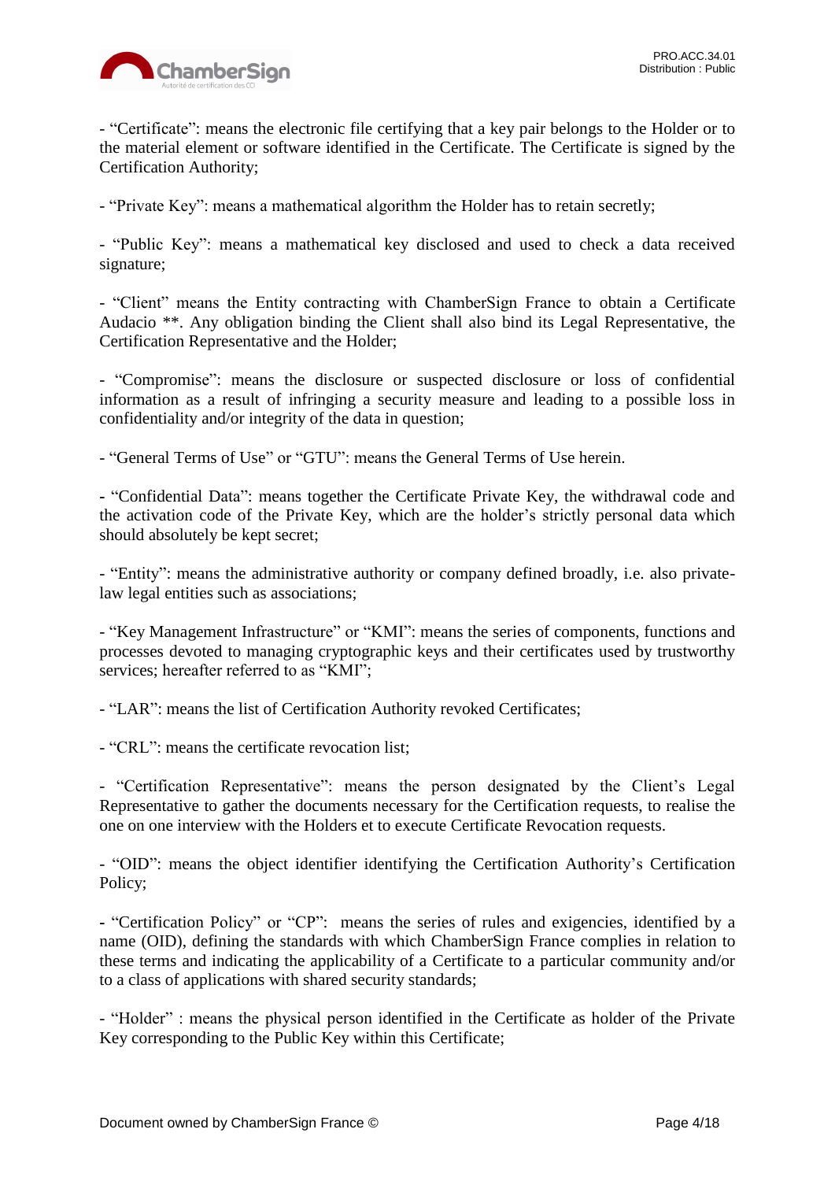- “Certificate”: means the electronic file certifying that a key pair belongs to the Holder or to the material element or software identified in the Certificate. The Certificate is signed by the Certification Authority;

- “Private Key”: means a mathematical algorithm the Holder has to retain secretly;

- “Public Key”: means a mathematical key disclosed and used to check a data received signature;

- “Client” means the Entity contracting with ChamberSign France to obtain a Certificate Audacio **. Any obligation binding the Client shall also bind its Legal Representative, the Certification Representative and the Holder;

- “Compromise”: means the disclosure or suspected disclosure or loss of confidential information as a result of infringing a security measure and leading to a possible loss in confidentiality and/or integrity of the data in question;

- “General Terms of Use” or “GTU”: means the General Terms of Use herein.

- “Confidential Data”: means together the Certificate Private Key, the withdrawal code and the activation code of the Private Key, which are the holder’s strictly personal data which should absolutely be kept secret;

- “Entity”: means the administrative authority or company defined broadly, i.e. also private-law legal entities such as associations;

- “Key Management Infrastructure” or “KMI”: means the series of components, functions and processes devoted to managing cryptographic keys and their certificates used by trustworthy services; hereafter referred to as “KMI”;

- “LAR”: means the list of Certification Authority revoked Certificates;

- “CRL”: means the certificate revocation list;

- “Certification Representative”: means the person designated by the Client’s Legal Representative to gather the documents necessary for the Certification requests, to realise the one on one interview with the Holders et to execute Certificate Revocation requests.

- “OID”: means the object identifier identifying the Certification Authority’s Certification Policy;

- “Certification Policy” or “CP”: means the series of rules and exigencies, identified by a name (OID), defining the standards with which ChamberSign France complies in relation to these terms and indicating the applicability of a Certificate to a particular community and/or to a class of applications with shared security standards;

- “Holder” : means the physical person identified in the Certificate as holder of the Private Key corresponding to the Public Key within this Certificate;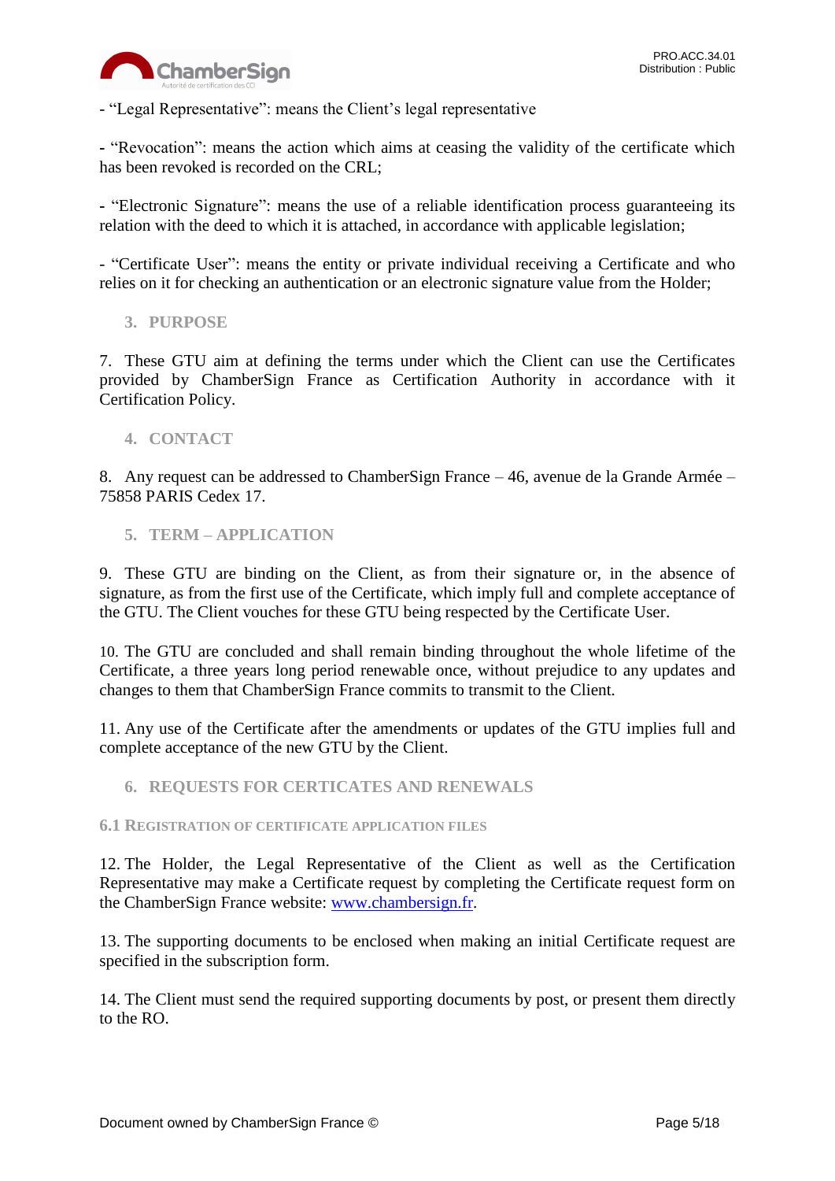- “Legal Representative”: means the Client’s legal representative

- “Revocation”: means the action which aims at ceasing the validity of the certificate which has been revoked is recorded on the CRL;

- “Electronic Signature”: means the use of a reliable identification process guaranteeing its relation with the deed to which it is attached, in accordance with applicable legislation;

- “Certificate User”: means the entity or private individual receiving a Certificate and who relies on it for checking an authentication or an electronic signature value from the Holder;

## 3. PURPOSE

7. These GTU aim at defining the terms under which the Client can use the Certificates provided by ChamberSign France as Certification Authority in accordance with it Certification Policy.

## 4. CONTACT

8. Any request can be addressed to ChamberSign France – 46, avenue de la Grande Armée – 75858 PARIS Cedex 17.

## 5. TERM – APPLICATION

9. These GTU are binding on the Client, as from their signature or, in the absence of signature, as from the first use of the Certificate, which imply full and complete acceptance of the GTU. The Client vouches for these GTU being respected by the Certificate User.

10. The GTU are concluded and shall remain binding throughout the whole lifetime of the Certificate, a three years long period renewable once, without prejudice to any updates and changes to them that ChamberSign France commits to transmit to the Client.

11. Any use of the Certificate after the amendments or updates of the GTU implies full and complete acceptance of the new GTU by the Client.

## 6. REQUESTS FOR CERTICATES AND RENEWALS

### 6.1 Registration of certificate application files

12. The Holder, the Legal Representative of the Client as well as the Certification Representative may make a Certificate request by completing the Certificate request form on the ChamberSign France website: www.chambersign.fr.

13. The supporting documents to be enclosed when making an initial Certificate request are specified in the subscription form.

14. The Client must send the required supporting documents by post, or present them directly to the RO.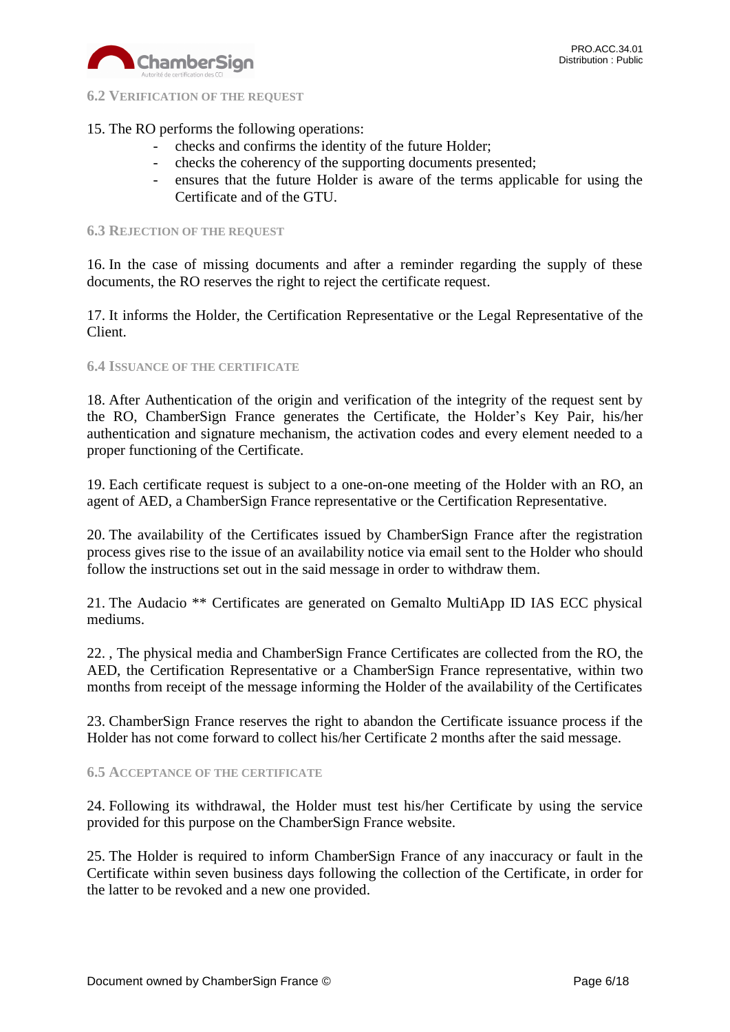### 6.2 Verification of the request

15. The RO performs the following operations:

- checks and confirms the identity of the future Holder;
- checks the coherency of the supporting documents presented;
- ensures that the future Holder is aware of the terms applicable for using the Certificate and of the GTU.

### 6.3 Rejection of the request

16. In the case of missing documents and after a reminder regarding the supply of these documents, the RO reserves the right to reject the certificate request.

17. It informs the Holder, the Certification Representative or the Legal Representative of the Client.

### 6.4 Issuance of the certificate

18. After Authentication of the origin and verification of the integrity of the request sent by the RO, ChamberSign France generates the Certificate, the Holder's Key Pair, his/her authentication and signature mechanism, the activation codes and every element needed to a proper functioning of the Certificate.

19. Each certificate request is subject to a one-on-one meeting of the Holder with an RO, an agent of AED, a ChamberSign France representative or the Certification Representative.

20. The availability of the Certificates issued by ChamberSign France after the registration process gives rise to the issue of an availability notice via email sent to the Holder who should follow the instructions set out in the said message in order to withdraw them.

21. The Audacio ** Certificates are generated on Gemalto MultiApp ID IAS ECC physical mediums.

22. , The physical media and ChamberSign France Certificates are collected from the RO, the AED, the Certification Representative or a ChamberSign France representative, within two months from receipt of the message informing the Holder of the availability of the Certificates

23. ChamberSign France reserves the right to abandon the Certificate issuance process if the Holder has not come forward to collect his/her Certificate 2 months after the said message.

### 6.5 Acceptance of the certificate

24. Following its withdrawal, the Holder must test his/her Certificate by using the service provided for this purpose on the ChamberSign France website.

25. The Holder is required to inform ChamberSign France of any inaccuracy or fault in the Certificate within seven business days following the collection of the Certificate, in order for the latter to be revoked and a new one provided.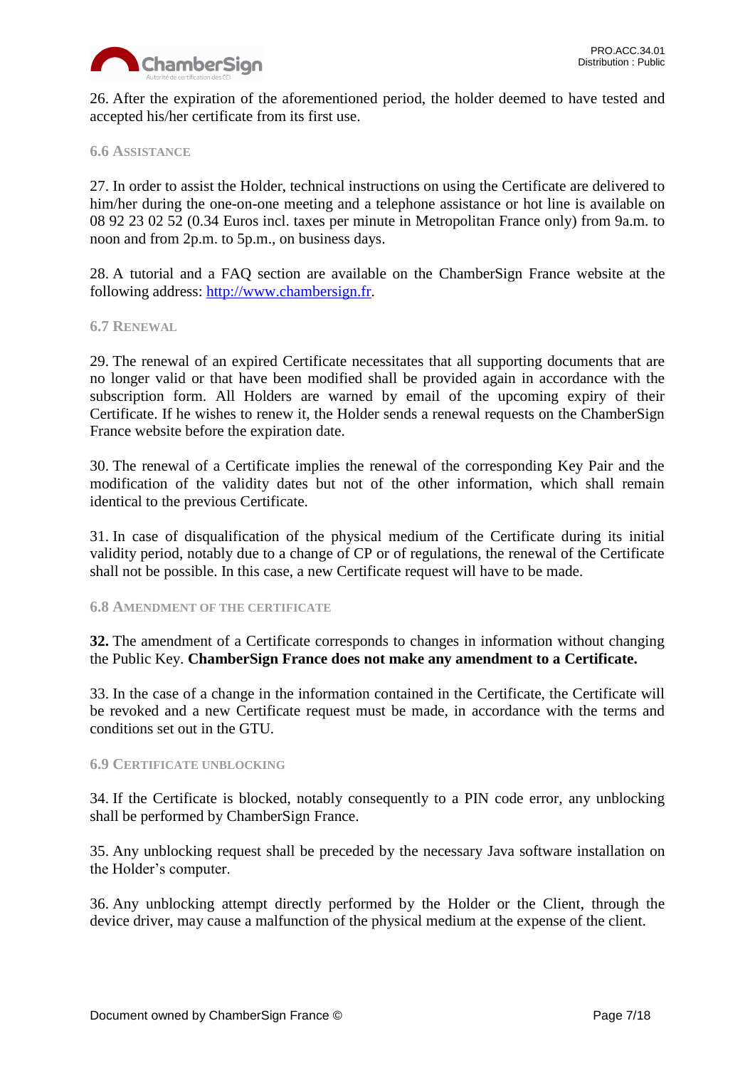26. After the expiration of the aforementioned period, the holder deemed to have tested and accepted his/her certificate from its first use.

### 6.6 Assistance

27. In order to assist the Holder, technical instructions on using the Certificate are delivered to him/her during the one-on-one meeting and a telephone assistance or hot line is available on 08 92 23 02 52 (0.34 Euros incl. taxes per minute in Metropolitan France only) from 9a.m. to noon and from 2p.m. to 5p.m., on business days.

28. A tutorial and a FAQ section are available on the ChamberSign France website at the following address: [http://www.chambersign.fr](http://www.chambersign.fr).

### 6.7 Renewal

29. The renewal of an expired Certificate necessitates that all supporting documents that are no longer valid or that have been modified shall be provided again in accordance with the subscription form. All Holders are warned by email of the upcoming expiry of their Certificate. If he wishes to renew it, the Holder sends a renewal requests on the ChamberSign France website before the expiration date.

30. The renewal of a Certificate implies the renewal of the corresponding Key Pair and the modification of the validity dates but not of the other information, which shall remain identical to the previous Certificate.

31. In case of disqualification of the physical medium of the Certificate during its initial validity period, notably due to a change of CP or of regulations, the renewal of the Certificate shall not be possible. In this case, a new Certificate request will have to be made.

### 6.8 Amendment of the certificate

**32.** The amendment of a Certificate corresponds to changes in information without changing the Public Key. **ChamberSign France does not make any amendment to a Certificate.**

33. In the case of a change in the information contained in the Certificate, the Certificate will be revoked and a new Certificate request must be made, in accordance with the terms and conditions set out in the GTU.

### 6.9 Certificate unblocking

34. If the Certificate is blocked, notably consequently to a PIN code error, any unblocking shall be performed by ChamberSign France.

35. Any unblocking request shall be preceded by the necessary Java software installation on the Holder's computer.

36. Any unblocking attempt directly performed by the Holder or the Client, through the device driver, may cause a malfunction of the physical medium at the expense of the client.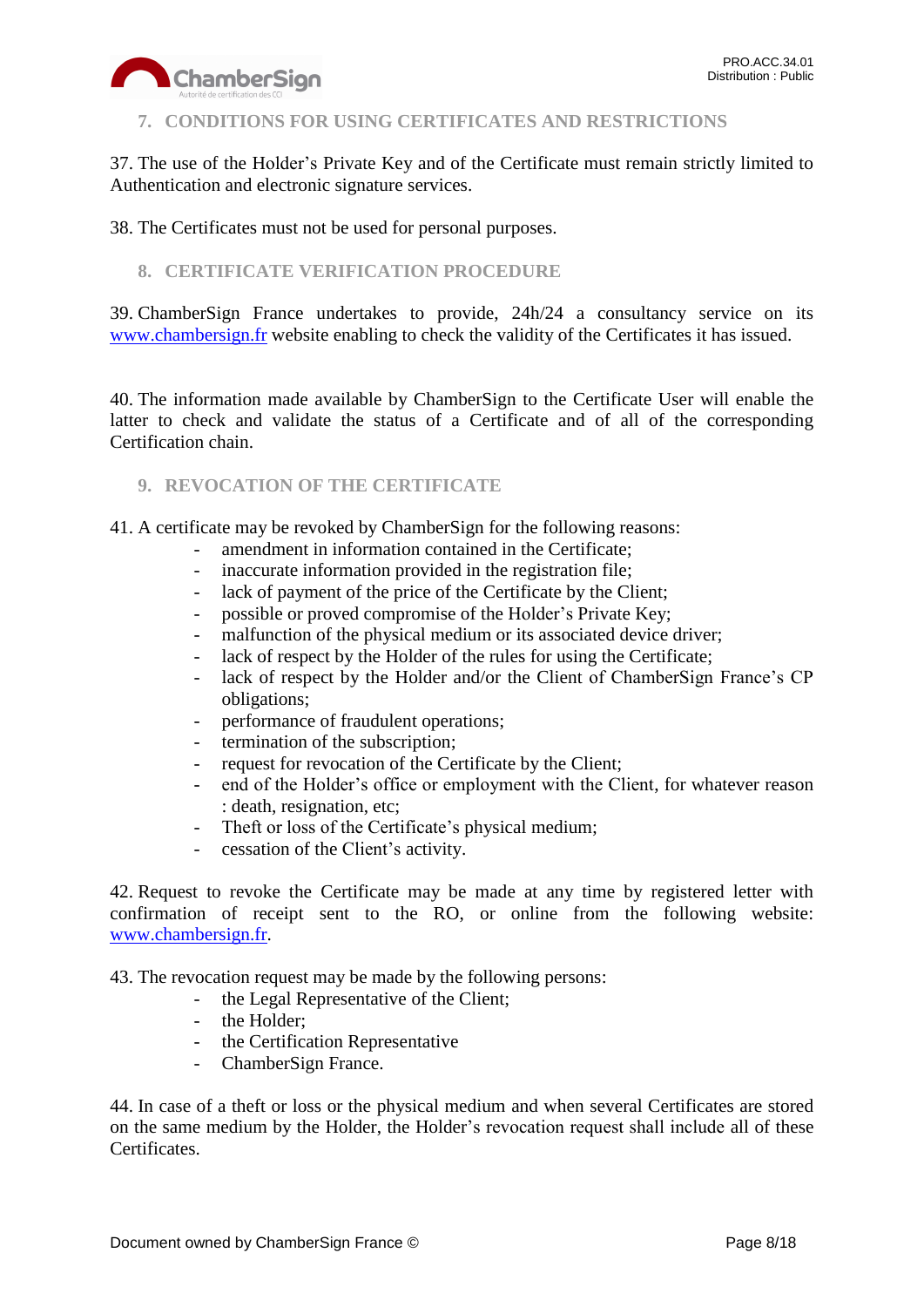## 7. CONDITIONS FOR USING CERTIFICATES AND RESTRICTIONS

37. The use of the Holder’s Private Key and of the Certificate must remain strictly limited to Authentication and electronic signature services.

38. The Certificates must not be used for personal purposes.

## 8. CERTIFICATE VERIFICATION PROCEDURE

39. ChamberSign France undertakes to provide, 24h/24 a consultancy service on its [www.chambersign.fr](http://www.chambersign.fr) website enabling to check the validity of the Certificates it has issued.

40. The information made available by ChamberSign to the Certificate User will enable the latter to check and validate the status of a Certificate and of all of the corresponding Certification chain.

## 9. REVOCATION OF THE CERTIFICATE

41. A certificate may be revoked by ChamberSign for the following reasons:

- amendment in information contained in the Certificate;
- inaccurate information provided in the registration file;
- lack of payment of the price of the Certificate by the Client;
- possible or proved compromise of the Holder’s Private Key;
- malfunction of the physical medium or its associated device driver;
- lack of respect by the Holder of the rules for using the Certificate;
- lack of respect by the Holder and/or the Client of ChamberSign France’s CP obligations;
- performance of fraudulent operations;
- termination of the subscription;
- request for revocation of the Certificate by the Client;
- end of the Holder’s office or employment with the Client, for whatever reason : death, resignation, etc;
- Theft or loss of the Certificate’s physical medium;
- cessation of the Client’s activity.

42. Request to revoke the Certificate may be made at any time by registered letter with confirmation of receipt sent to the RO, or online from the following website: [www.chambersign.fr](http://www.chambersign.fr).

43. The revocation request may be made by the following persons:

- the Legal Representative of the Client;
- the Holder;
- the Certification Representative
- ChamberSign France.

44. In case of a theft or loss or the physical medium and when several Certificates are stored on the same medium by the Holder, the Holder’s revocation request shall include all of these Certificates.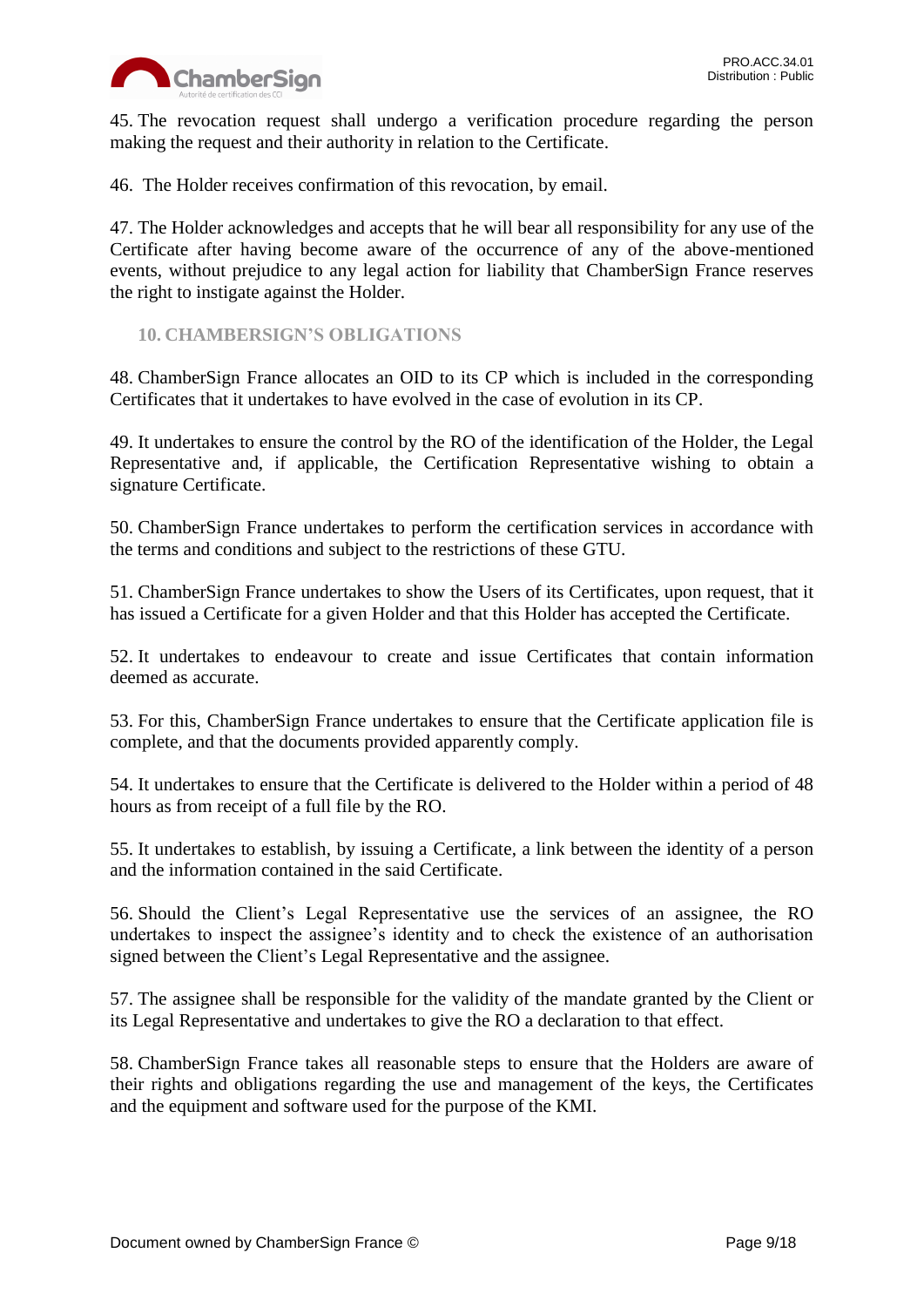45. The revocation request shall undergo a verification procedure regarding the person making the request and their authority in relation to the Certificate.

46. The Holder receives confirmation of this revocation, by email.

47. The Holder acknowledges and accepts that he will bear all responsibility for any use of the Certificate after having become aware of the occurrence of any of the above-mentioned events, without prejudice to any legal action for liability that ChamberSign France reserves the right to instigate against the Holder.

## 10. CHAMBERSIGN'S OBLIGATIONS

48. ChamberSign France allocates an OID to its CP which is included in the corresponding Certificates that it undertakes to have evolved in the case of evolution in its CP.

49. It undertakes to ensure the control by the RO of the identification of the Holder, the Legal Representative and, if applicable, the Certification Representative wishing to obtain a signature Certificate.

50. ChamberSign France undertakes to perform the certification services in accordance with the terms and conditions and subject to the restrictions of these GTU.

51. ChamberSign France undertakes to show the Users of its Certificates, upon request, that it has issued a Certificate for a given Holder and that this Holder has accepted the Certificate.

52. It undertakes to endeavour to create and issue Certificates that contain information deemed as accurate.

53. For this, ChamberSign France undertakes to ensure that the Certificate application file is complete, and that the documents provided apparently comply.

54. It undertakes to ensure that the Certificate is delivered to the Holder within a period of 48 hours as from receipt of a full file by the RO.

55. It undertakes to establish, by issuing a Certificate, a link between the identity of a person and the information contained in the said Certificate.

56. Should the Client's Legal Representative use the services of an assignee, the RO undertakes to inspect the assignee's identity and to check the existence of an authorisation signed between the Client's Legal Representative and the assignee.

57. The assignee shall be responsible for the validity of the mandate granted by the Client or its Legal Representative and undertakes to give the RO a declaration to that effect.

58. ChamberSign France takes all reasonable steps to ensure that the Holders are aware of their rights and obligations regarding the use and management of the keys, the Certificates and the equipment and software used for the purpose of the KMI.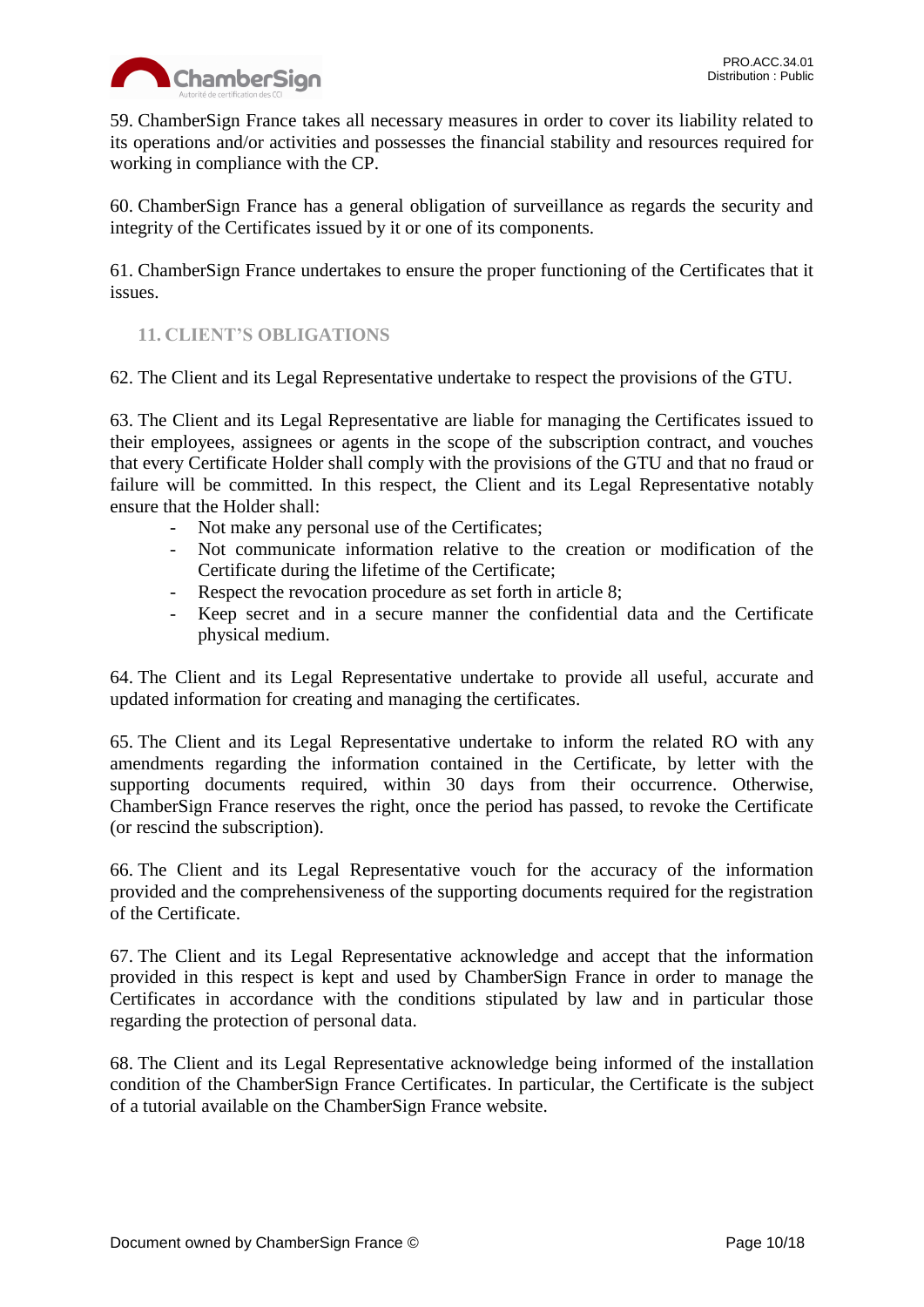59. ChamberSign France takes all necessary measures in order to cover its liability related to its operations and/or activities and possesses the financial stability and resources required for working in compliance with the CP.

60. ChamberSign France has a general obligation of surveillance as regards the security and integrity of the Certificates issued by it or one of its components.

61. ChamberSign France undertakes to ensure the proper functioning of the Certificates that it issues.

## 11. CLIENT'S OBLIGATIONS

62. The Client and its Legal Representative undertake to respect the provisions of the GTU.

63. The Client and its Legal Representative are liable for managing the Certificates issued to their employees, assignees or agents in the scope of the subscription contract, and vouches that every Certificate Holder shall comply with the provisions of the GTU and that no fraud or failure will be committed. In this respect, the Client and its Legal Representative notably ensure that the Holder shall:

- Not make any personal use of the Certificates;
- Not communicate information relative to the creation or modification of the Certificate during the lifetime of the Certificate;
- Respect the revocation procedure as set forth in article 8;
- Keep secret and in a secure manner the confidential data and the Certificate physical medium.

64. The Client and its Legal Representative undertake to provide all useful, accurate and updated information for creating and managing the certificates.

65. The Client and its Legal Representative undertake to inform the related RO with any amendments regarding the information contained in the Certificate, by letter with the supporting documents required, within 30 days from their occurrence. Otherwise, ChamberSign France reserves the right, once the period has passed, to revoke the Certificate (or rescind the subscription).

66. The Client and its Legal Representative vouch for the accuracy of the information provided and the comprehensiveness of the supporting documents required for the registration of the Certificate.

67. The Client and its Legal Representative acknowledge and accept that the information provided in this respect is kept and used by ChamberSign France in order to manage the Certificates in accordance with the conditions stipulated by law and in particular those regarding the protection of personal data.

68. The Client and its Legal Representative acknowledge being informed of the installation condition of the ChamberSign France Certificates. In particular, the Certificate is the subject of a tutorial available on the ChamberSign France website.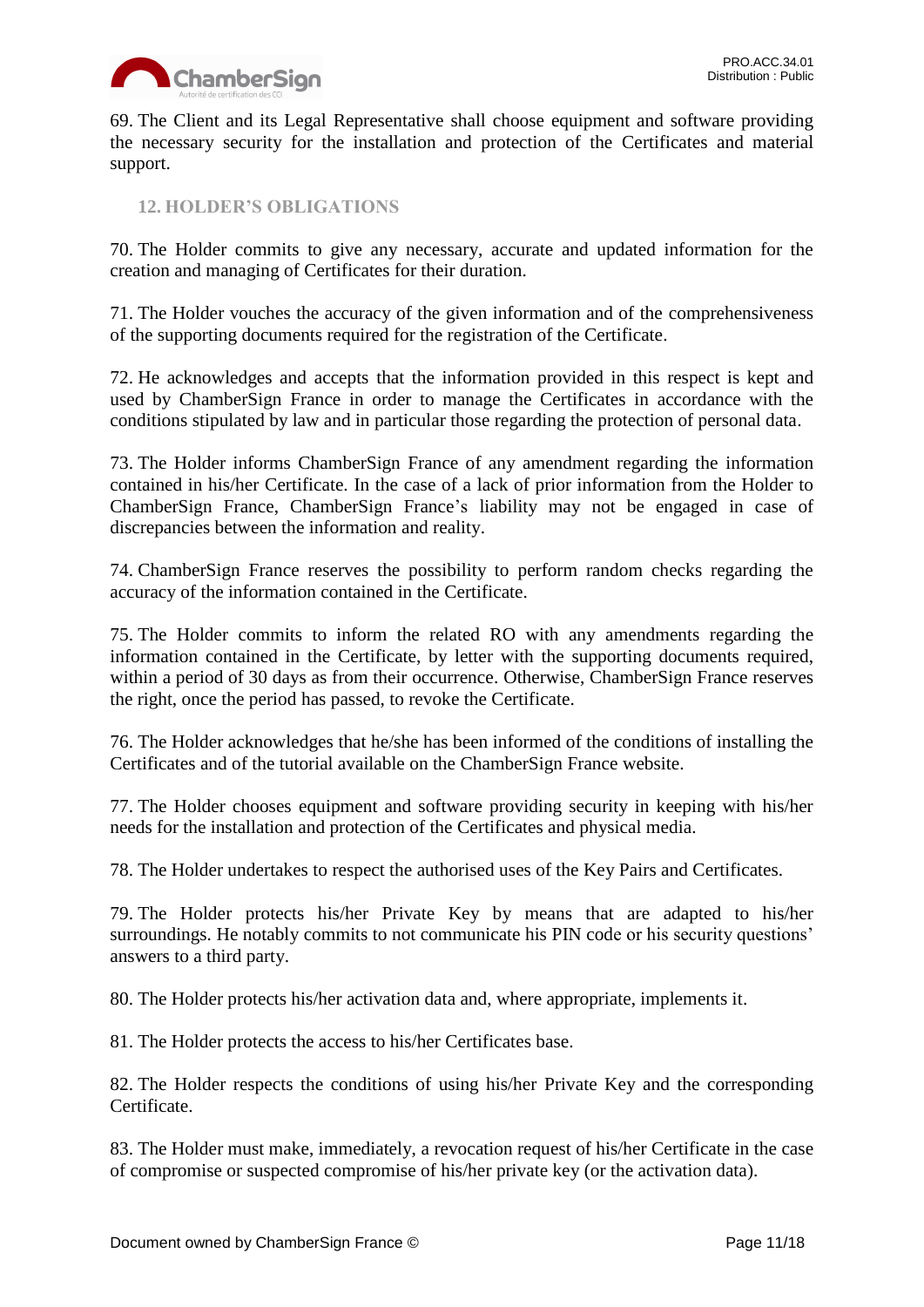69. The Client and its Legal Representative shall choose equipment and software providing the necessary security for the installation and protection of the Certificates and material support.

## 12. HOLDER'S OBLIGATIONS

70. The Holder commits to give any necessary, accurate and updated information for the creation and managing of Certificates for their duration.

71. The Holder vouches the accuracy of the given information and of the comprehensiveness of the supporting documents required for the registration of the Certificate.

72. He acknowledges and accepts that the information provided in this respect is kept and used by ChamberSign France in order to manage the Certificates in accordance with the conditions stipulated by law and in particular those regarding the protection of personal data.

73. The Holder informs ChamberSign France of any amendment regarding the information contained in his/her Certificate. In the case of a lack of prior information from the Holder to ChamberSign France, ChamberSign France's liability may not be engaged in case of discrepancies between the information and reality.

74. ChamberSign France reserves the possibility to perform random checks regarding the accuracy of the information contained in the Certificate.

75. The Holder commits to inform the related RO with any amendments regarding the information contained in the Certificate, by letter with the supporting documents required, within a period of 30 days as from their occurrence. Otherwise, ChamberSign France reserves the right, once the period has passed, to revoke the Certificate.

76. The Holder acknowledges that he/she has been informed of the conditions of installing the Certificates and of the tutorial available on the ChamberSign France website.

77. The Holder chooses equipment and software providing security in keeping with his/her needs for the installation and protection of the Certificates and physical media.

78. The Holder undertakes to respect the authorised uses of the Key Pairs and Certificates.

79. The Holder protects his/her Private Key by means that are adapted to his/her surroundings. He notably commits to not communicate his PIN code or his security questions' answers to a third party.

80. The Holder protects his/her activation data and, where appropriate, implements it.

81. The Holder protects the access to his/her Certificates base.

82. The Holder respects the conditions of using his/her Private Key and the corresponding Certificate.

83. The Holder must make, immediately, a revocation request of his/her Certificate in the case of compromise or suspected compromise of his/her private key (or the activation data).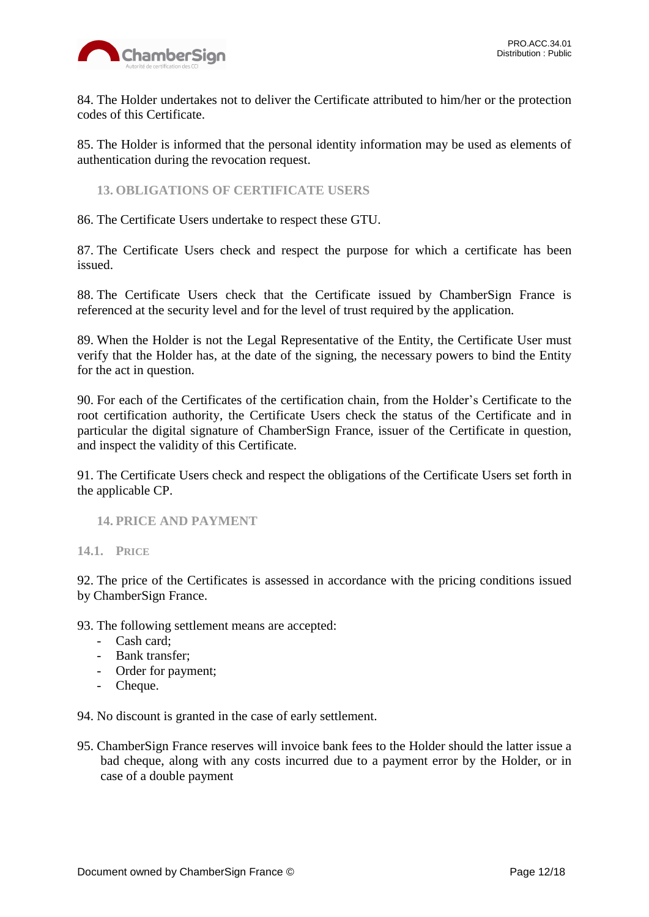84. The Holder undertakes not to deliver the Certificate attributed to him/her or the protection codes of this Certificate.

85. The Holder is informed that the personal identity information may be used as elements of authentication during the revocation request.

## 13. OBLIGATIONS OF CERTIFICATE USERS

86. The Certificate Users undertake to respect these GTU.

87. The Certificate Users check and respect the purpose for which a certificate has been issued.

88. The Certificate Users check that the Certificate issued by ChamberSign France is referenced at the security level and for the level of trust required by the application.

89. When the Holder is not the Legal Representative of the Entity, the Certificate User must verify that the Holder has, at the date of the signing, the necessary powers to bind the Entity for the act in question.

90. For each of the Certificates of the certification chain, from the Holder's Certificate to the root certification authority, the Certificate Users check the status of the Certificate and in particular the digital signature of ChamberSign France, issuer of the Certificate in question, and inspect the validity of this Certificate.

91. The Certificate Users check and respect the obligations of the Certificate Users set forth in the applicable CP.

## 14. PRICE AND PAYMENT

### 14.1. Price

92. The price of the Certificates is assessed in accordance with the pricing conditions issued by ChamberSign France.

93. The following settlement means are accepted:

- Cash card;
- Bank transfer;
- Order for payment;
- Cheque.

94. No discount is granted in the case of early settlement.

95. ChamberSign France reserves will invoice bank fees to the Holder should the latter issue a bad cheque, along with any costs incurred due to a payment error by the Holder, or in case of a double payment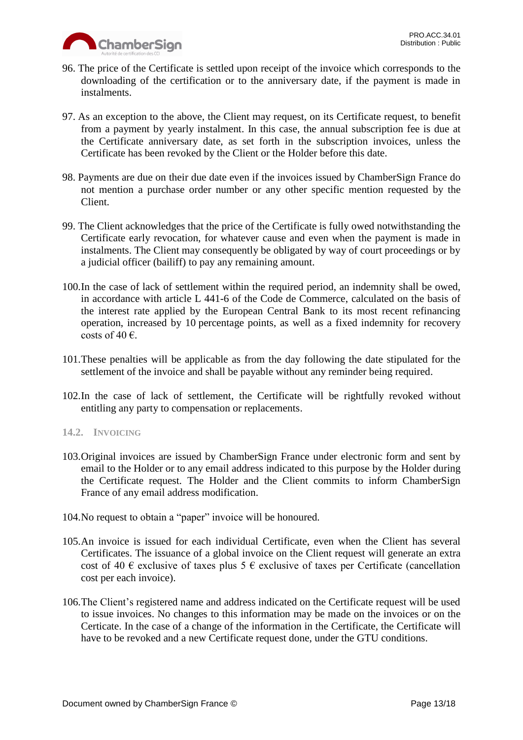96. The price of the Certificate is settled upon receipt of the invoice which corresponds to the downloading of the certification or to the anniversary date, if the payment is made in instalments.

97. As an exception to the above, the Client may request, on its Certificate request, to benefit from a payment by yearly instalment. In this case, the annual subscription fee is due at the Certificate anniversary date, as set forth in the subscription invoices, unless the Certificate has been revoked by the Client or the Holder before this date.

98. Payments are due on their due date even if the invoices issued by ChamberSign France do not mention a purchase order number or any other specific mention requested by the Client.

99. The Client acknowledges that the price of the Certificate is fully owed notwithstanding the Certificate early revocation, for whatever cause and even when the payment is made in instalments. The Client may consequently be obligated by way of court proceedings or by a judicial officer (bailiff) to pay any remaining amount.

100. In the case of lack of settlement within the required period, an indemnity shall be owed, in accordance with article L 441-6 of the Code de Commerce, calculated on the basis of the interest rate applied by the European Central Bank to its most recent refinancing operation, increased by 10 percentage points, as well as a fixed indemnity for recovery costs of 40 €.

101. These penalties will be applicable as from the day following the date stipulated for the settlement of the invoice and shall be payable without any reminder being required.

102. In the case of lack of settlement, the Certificate will be rightfully revoked without entitling any party to compensation or replacements.

### 14.2. Invoicing

103. Original invoices are issued by ChamberSign France under electronic form and sent by email to the Holder or to any email address indicated to this purpose by the Holder during the Certificate request. The Holder and the Client commits to inform ChamberSign France of any email address modification.

104. No request to obtain a "paper" invoice will be honoured.

105. An invoice is issued for each individual Certificate, even when the Client has several Certificates. The issuance of a global invoice on the Client request will generate an extra cost of 40 € exclusive of taxes plus 5 € exclusive of taxes per Certificate (cancellation cost per each invoice).

106. The Client's registered name and address indicated on the Certificate request will be used to issue invoices. No changes to this information may be made on the invoices or on the Certicate. In the case of a change of the information in the Certificate, the Certificate will have to be revoked and a new Certificate request done, under the GTU conditions.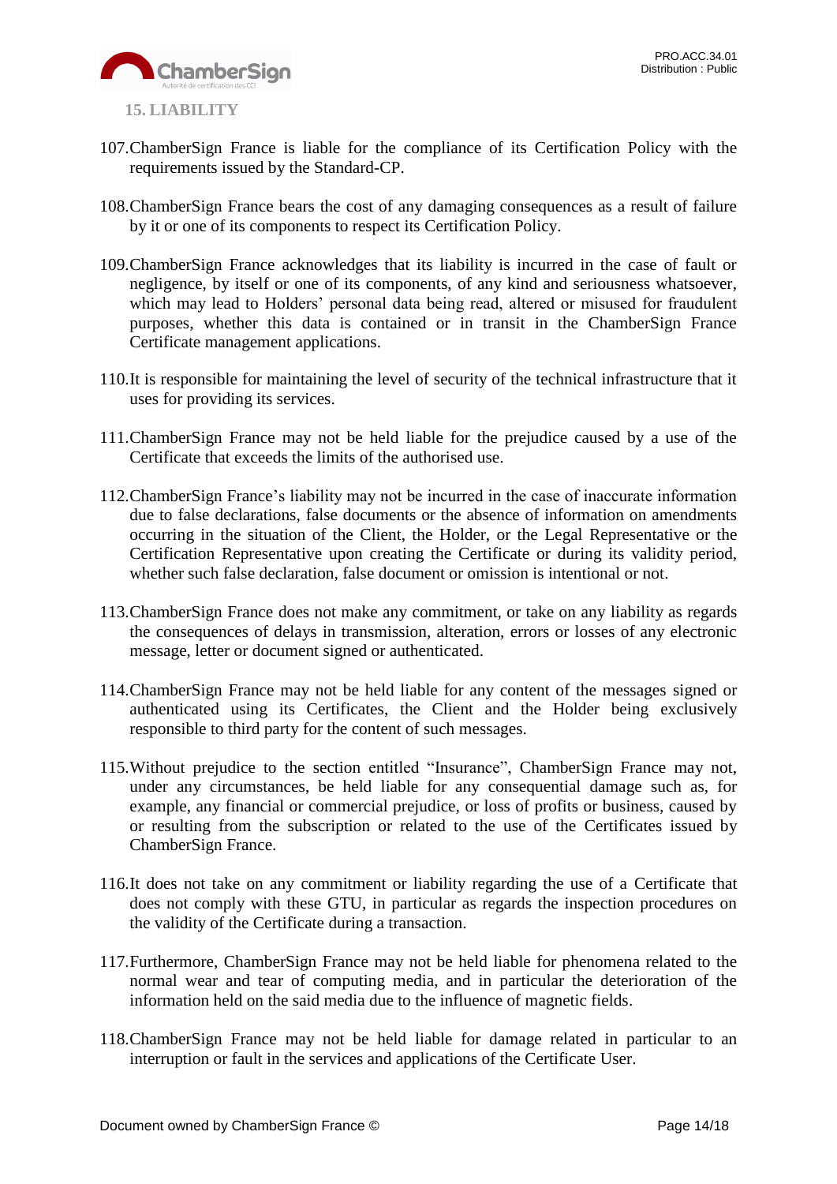## 15. LIABILITY

107. ChamberSign France is liable for the compliance of its Certification Policy with the requirements issued by the Standard-CP.

108. ChamberSign France bears the cost of any damaging consequences as a result of failure by it or one of its components to respect its Certification Policy.

109. ChamberSign France acknowledges that its liability is incurred in the case of fault or negligence, by itself or one of its components, of any kind and seriousness whatsoever, which may lead to Holders' personal data being read, altered or misused for fraudulent purposes, whether this data is contained or in transit in the ChamberSign France Certificate management applications.

110. It is responsible for maintaining the level of security of the technical infrastructure that it uses for providing its services.

111. ChamberSign France may not be held liable for the prejudice caused by a use of the Certificate that exceeds the limits of the authorised use.

112. ChamberSign France's liability may not be incurred in the case of inaccurate information due to false declarations, false documents or the absence of information on amendments occurring in the situation of the Client, the Holder, or the Legal Representative or the Certification Representative upon creating the Certificate or during its validity period, whether such false declaration, false document or omission is intentional or not.

113. ChamberSign France does not make any commitment, or take on any liability as regards the consequences of delays in transmission, alteration, errors or losses of any electronic message, letter or document signed or authenticated.

114. ChamberSign France may not be held liable for any content of the messages signed or authenticated using its Certificates, the Client and the Holder being exclusively responsible to third party for the content of such messages.

115. Without prejudice to the section entitled "Insurance", ChamberSign France may not, under any circumstances, be held liable for any consequential damage such as, for example, any financial or commercial prejudice, or loss of profits or business, caused by or resulting from the subscription or related to the use of the Certificates issued by ChamberSign France.

116. It does not take on any commitment or liability regarding the use of a Certificate that does not comply with these GTU, in particular as regards the inspection procedures on the validity of the Certificate during a transaction.

117. Furthermore, ChamberSign France may not be held liable for phenomena related to the normal wear and tear of computing media, and in particular the deterioration of the information held on the said media due to the influence of magnetic fields.

118. ChamberSign France may not be held liable for damage related in particular to an interruption or fault in the services and applications of the Certificate User.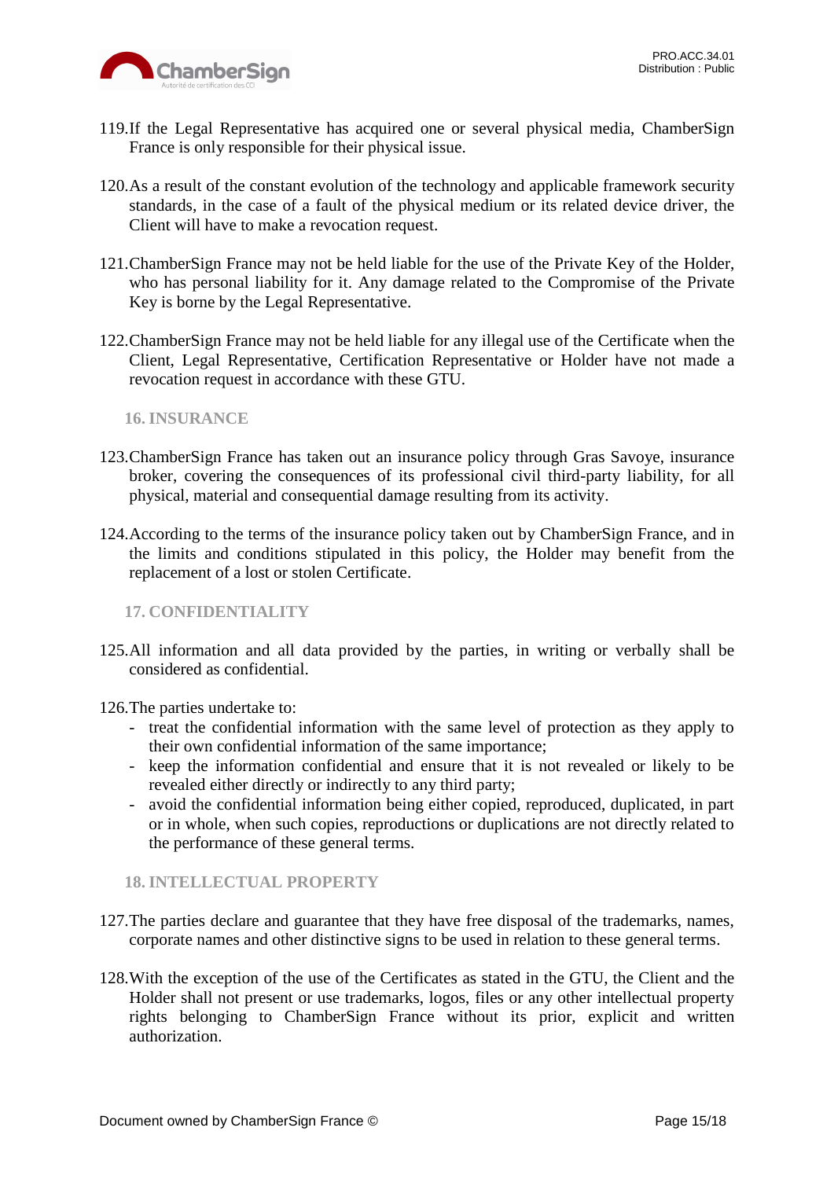119. If the Legal Representative has acquired one or several physical media, ChamberSign France is only responsible for their physical issue.

120. As a result of the constant evolution of the technology and applicable framework security standards, in the case of a fault of the physical medium or its related device driver, the Client will have to make a revocation request.

121. ChamberSign France may not be held liable for the use of the Private Key of the Holder, who has personal liability for it. Any damage related to the Compromise of the Private Key is borne by the Legal Representative.

122. ChamberSign France may not be held liable for any illegal use of the Certificate when the Client, Legal Representative, Certification Representative or Holder have not made a revocation request in accordance with these GTU.

## 16. INSURANCE

123. ChamberSign France has taken out an insurance policy through Gras Savoye, insurance broker, covering the consequences of its professional civil third-party liability, for all physical, material and consequential damage resulting from its activity.

124. According to the terms of the insurance policy taken out by ChamberSign France, and in the limits and conditions stipulated in this policy, the Holder may benefit from the replacement of a lost or stolen Certificate.

## 17. CONFIDENTIALITY

125. All information and all data provided by the parties, in writing or verbally shall be considered as confidential.

126. The parties undertake to:
- treat the confidential information with the same level of protection as they apply to their own confidential information of the same importance;
- keep the information confidential and ensure that it is not revealed or likely to be revealed either directly or indirectly to any third party;
- avoid the confidential information being either copied, reproduced, duplicated, in part or in whole, when such copies, reproductions or duplications are not directly related to the performance of these general terms.

## 18. INTELLECTUAL PROPERTY

127. The parties declare and guarantee that they have free disposal of the trademarks, names, corporate names and other distinctive signs to be used in relation to these general terms.

128. With the exception of the use of the Certificates as stated in the GTU, the Client and the Holder shall not present or use trademarks, logos, files or any other intellectual property rights belonging to ChamberSign France without its prior, explicit and written authorization.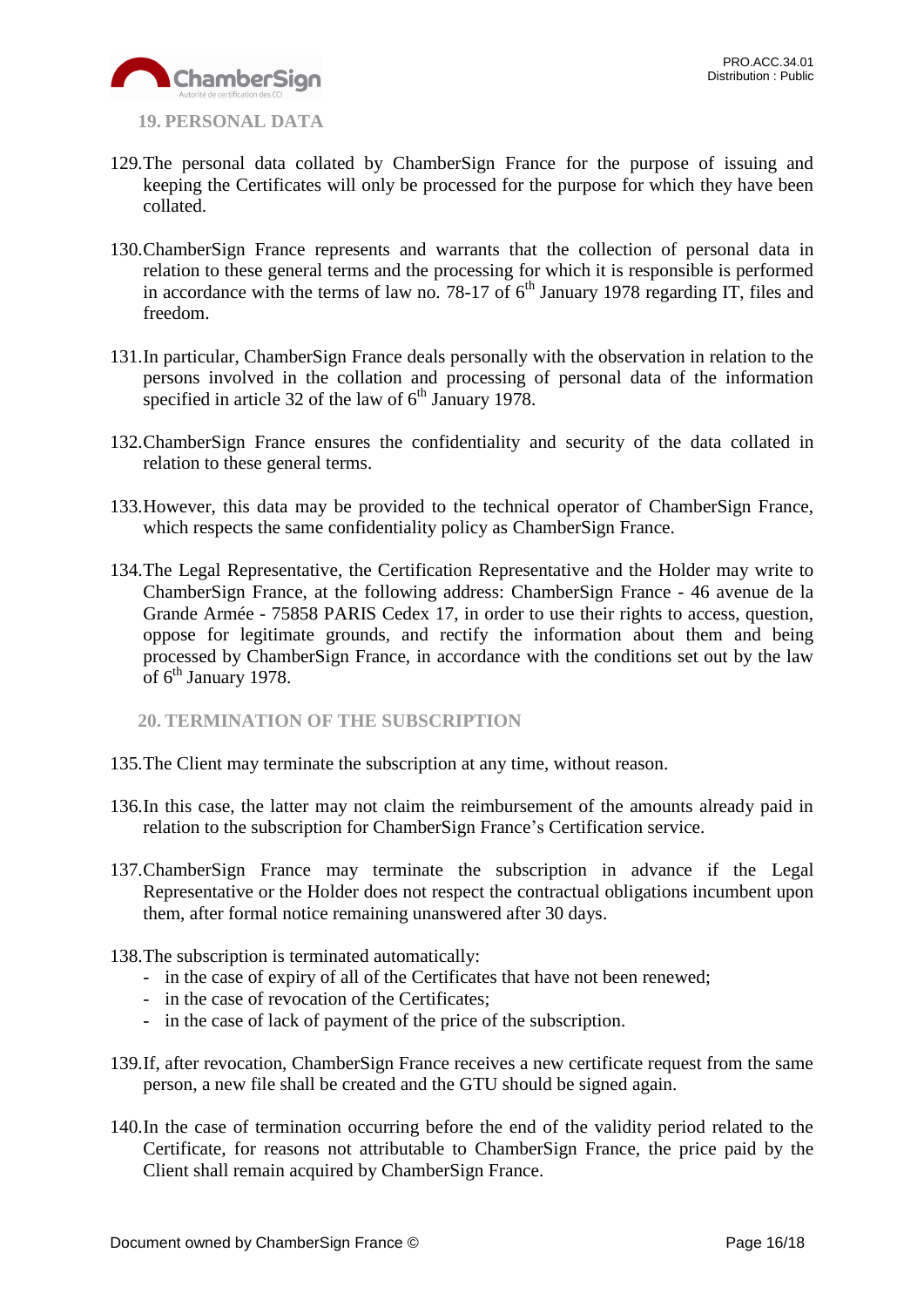## 19. PERSONAL DATA

129. The personal data collated by ChamberSign France for the purpose of issuing and keeping the Certificates will only be processed for the purpose for which they have been collated.

130. ChamberSign France represents and warrants that the collection of personal data in relation to these general terms and the processing for which it is responsible is performed in accordance with the terms of law no. 78-17 of 6th January 1978 regarding IT, files and freedom.

131. In particular, ChamberSign France deals personally with the observation in relation to the persons involved in the collation and processing of personal data of the information specified in article 32 of the law of 6th January 1978.

132. ChamberSign France ensures the confidentiality and security of the data collated in relation to these general terms.

133. However, this data may be provided to the technical operator of ChamberSign France, which respects the same confidentiality policy as ChamberSign France.

134. The Legal Representative, the Certification Representative and the Holder may write to ChamberSign France, at the following address: ChamberSign France - 46 avenue de la Grande Armée - 75858 PARIS Cedex 17, in order to use their rights to access, question, oppose for legitimate grounds, and rectify the information about them and being processed by ChamberSign France, in accordance with the conditions set out by the law of 6th January 1978.

## 20. TERMINATION OF THE SUBSCRIPTION

135. The Client may terminate the subscription at any time, without reason.

136. In this case, the latter may not claim the reimbursement of the amounts already paid in relation to the subscription for ChamberSign France's Certification service.

137. ChamberSign France may terminate the subscription in advance if the Legal Representative or the Holder does not respect the contractual obligations incumbent upon them, after formal notice remaining unanswered after 30 days.

138. The subscription is terminated automatically:
   - in the case of expiry of all of the Certificates that have not been renewed;
   - in the case of revocation of the Certificates;
   - in the case of lack of payment of the price of the subscription.

139. If, after revocation, ChamberSign France receives a new certificate request from the same person, a new file shall be created and the GTU should be signed again.

140. In the case of termination occurring before the end of the validity period related to the Certificate, for reasons not attributable to ChamberSign France, the price paid by the Client shall remain acquired by ChamberSign France.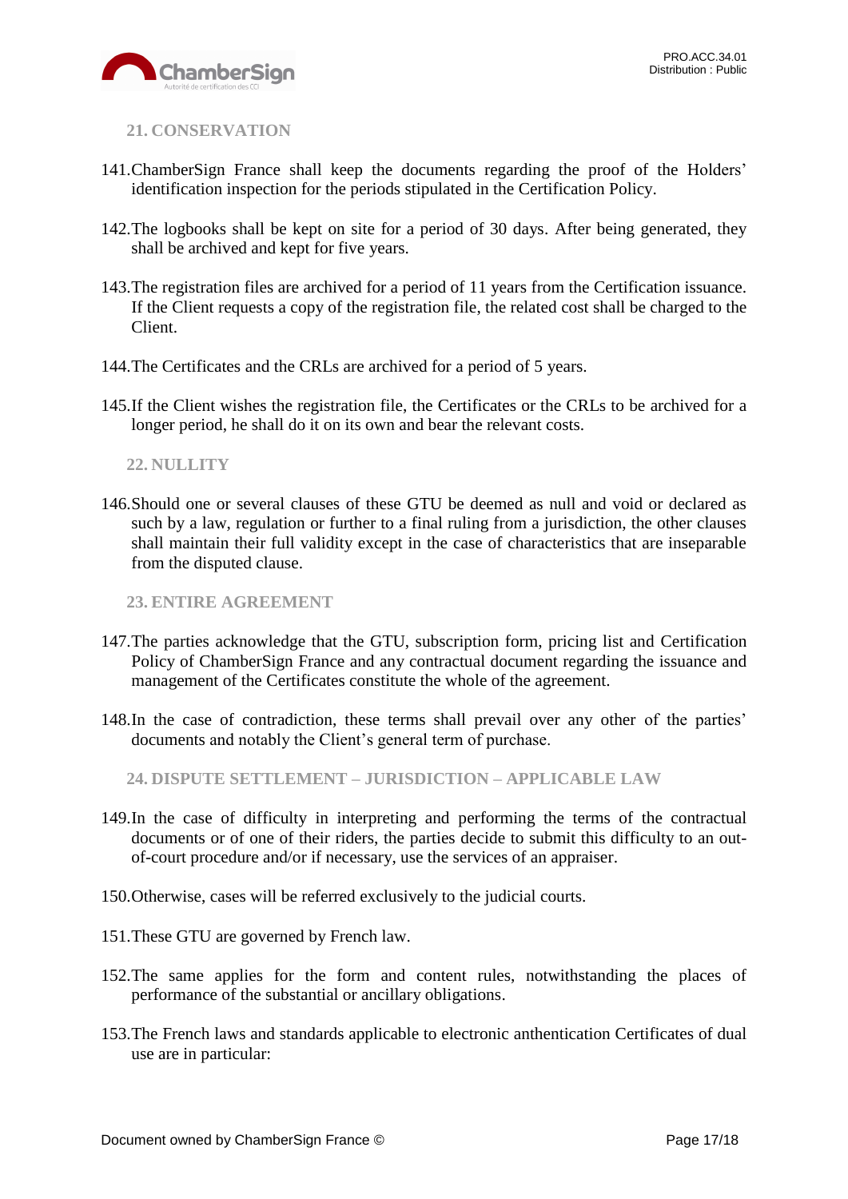## 21. CONSERVATION

141. ChamberSign France shall keep the documents regarding the proof of the Holders' identification inspection for the periods stipulated in the Certification Policy.

142. The logbooks shall be kept on site for a period of 30 days. After being generated, they shall be archived and kept for five years.

143. The registration files are archived for a period of 11 years from the Certification issuance. If the Client requests a copy of the registration file, the related cost shall be charged to the Client.

144. The Certificates and the CRLs are archived for a period of 5 years.

145. If the Client wishes the registration file, the Certificates or the CRLs to be archived for a longer period, he shall do it on its own and bear the relevant costs.

## 22. NULLITY

146. Should one or several clauses of these GTU be deemed as null and void or declared as such by a law, regulation or further to a final ruling from a jurisdiction, the other clauses shall maintain their full validity except in the case of characteristics that are inseparable from the disputed clause.

## 23. ENTIRE AGREEMENT

147. The parties acknowledge that the GTU, subscription form, pricing list and Certification Policy of ChamberSign France and any contractual document regarding the issuance and management of the Certificates constitute the whole of the agreement.

148. In the case of contradiction, these terms shall prevail over any other of the parties' documents and notably the Client's general term of purchase.

## 24. DISPUTE SETTLEMENT – JURISDICTION – APPLICABLE LAW

149. In the case of difficulty in interpreting and performing the terms of the contractual documents or of one of their riders, the parties decide to submit this difficulty to an out-of-court procedure and/or if necessary, use the services of an appraiser.

150. Otherwise, cases will be referred exclusively to the judicial courts.

151. These GTU are governed by French law.

152. The same applies for the form and content rules, notwithstanding the places of performance of the substantial or ancillary obligations.

153. The French laws and standards applicable to electronic anthentication Certificates of dual use are in particular: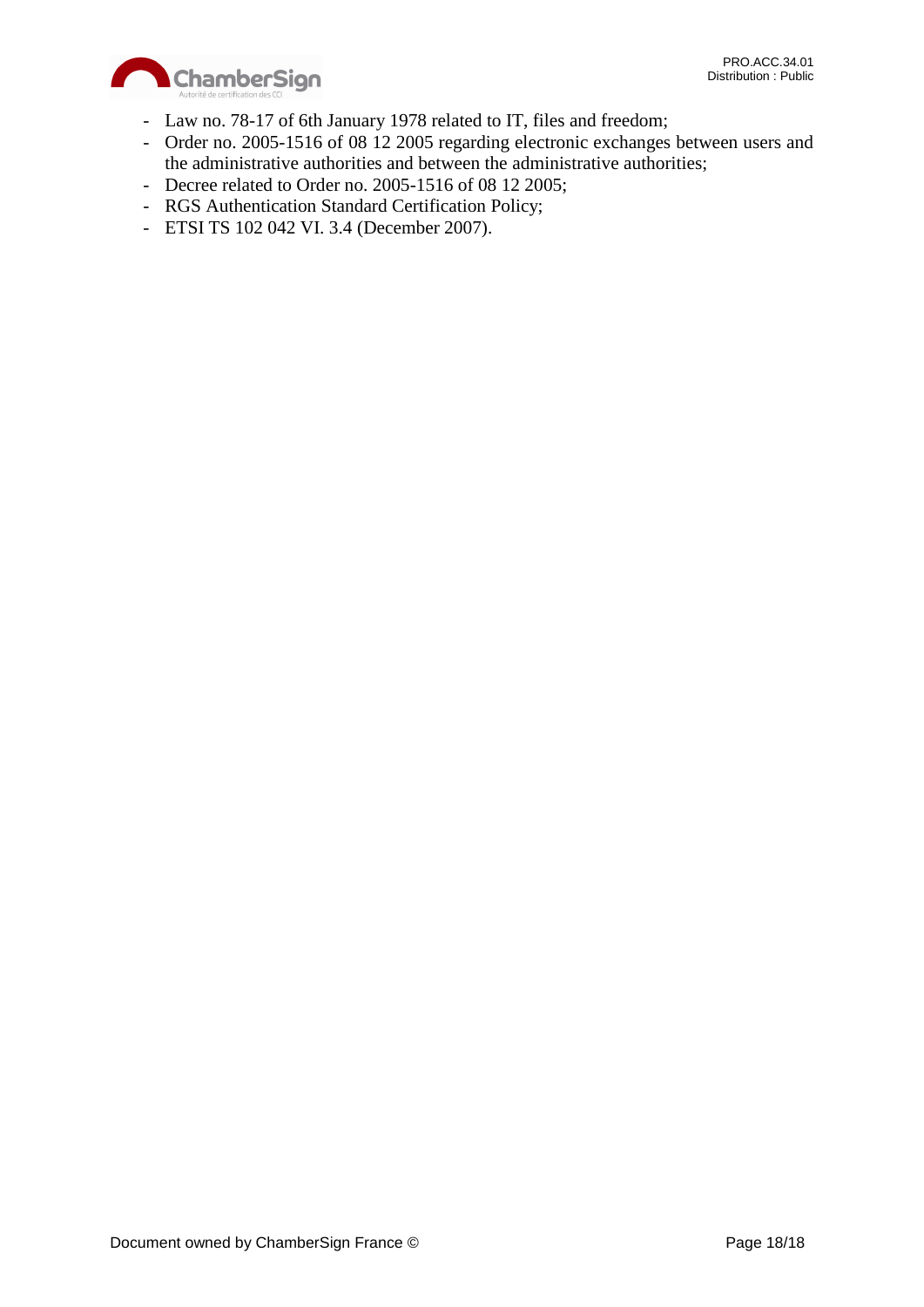- Law no. 78-17 of 6th January 1978 related to IT, files and freedom;
- Order no. 2005-1516 of 08 12 2005 regarding electronic exchanges between users and the administrative authorities and between the administrative authorities;
- Decree related to Order no. 2005-1516 of 08 12 2005;
- RGS Authentication Standard Certification Policy;
- ETSI TS 102 042 VI. 3.4 (December 2007).